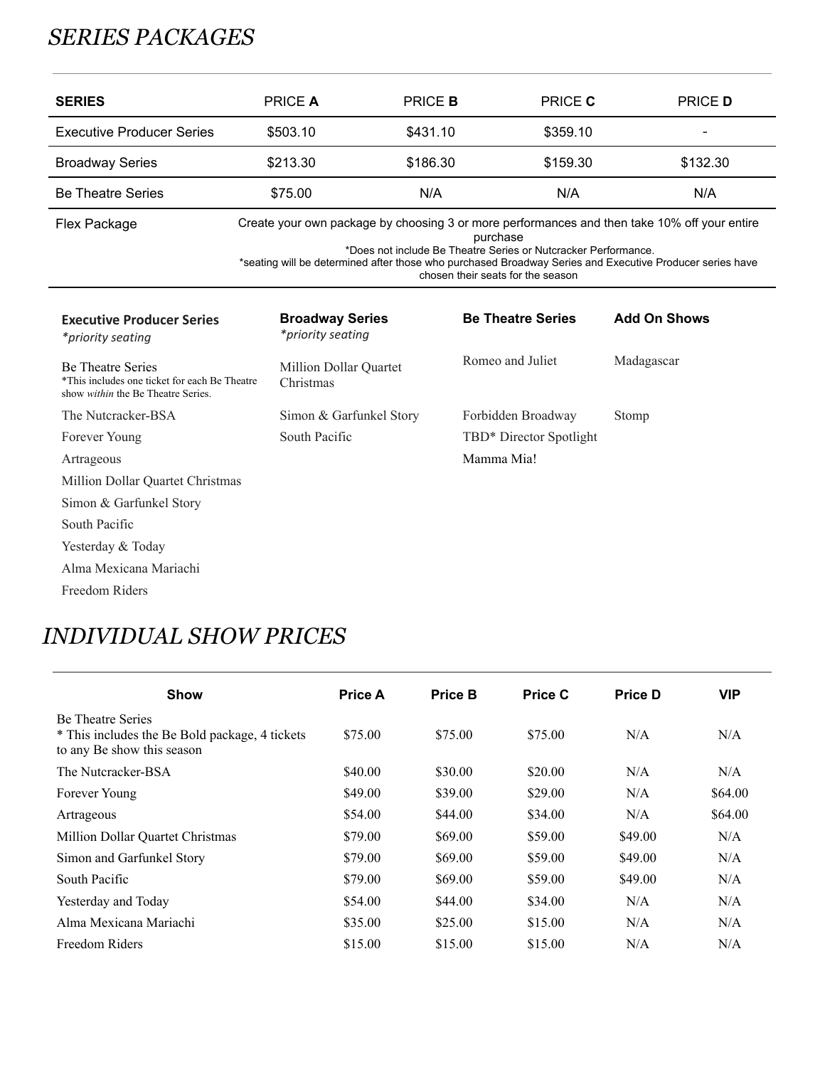## *SERIES PACKAGES*

| SERIES | PRICE **A** | PRICE **B** | PRICE **C** | PRICE **D** |
|---|---|---|---|---|
| Executive Producer Series | $503.10 | $431.10 | $359.10 | - |
| Broadway Series | $213.30 | $186.30 | $159.30 | $132.30 |
| Be Theatre Series | $75.00 | N/A | N/A | N/A |
| Flex Package | Create your own package by choosing 3 or more performances and then take 10% off your entire purchase<br>*Does not include Be Theatre Series or Nutcracker Performance.<br>*seating will be determined after those who purchased Broadway Series and Executive Producer series have chosen their seats for the season | | | |

| **Executive Producer Series**<br>*\*priority seating* | **Broadway Series**<br>*\*priority seating* | **Be Theatre Series** | **Add On Shows** |
|---|---|---|---|
| Be Theatre Series<br>*This includes one ticket for each Be Theatre show *within* the Be Theatre Series. | Million Dollar Quartet Christmas | Romeo and Juliet | Madagascar |
| The Nutcracker-BSA | Simon & Garfunkel Story | Forbidden Broadway | Stomp |
| Forever Young | South Pacific | TBD* Director Spotlight | |
| Artrageous | | Mamma Mia! | |
| Million Dollar Quartet Christmas | | | |
| Simon & Garfunkel Story | | | |
| South Pacific | | | |
| Yesterday & Today | | | |
| Alma Mexicana Mariachi | | | |
| Freedom Riders | | | |

## *INDIVIDUAL SHOW PRICES*

| Show | Price A | Price B | Price C | Price D | VIP |
|---|---|---|---|---|---|
| Be Theatre Series<br>* This includes the Be Bold package, 4 tickets to any Be show this season | $75.00 | $75.00 | $75.00 | N/A | N/A |
| The Nutcracker-BSA | $40.00 | $30.00 | $20.00 | N/A | N/A |
| Forever Young | $49.00 | $39.00 | $29.00 | N/A | $64.00 |
| Artrageous | $54.00 | $44.00 | $34.00 | N/A | $64.00 |
| Million Dollar Quartet Christmas | $79.00 | $69.00 | $59.00 | $49.00 | N/A |
| Simon and Garfunkel Story | $79.00 | $69.00 | $59.00 | $49.00 | N/A |
| South Pacific | $79.00 | $69.00 | $59.00 | $49.00 | N/A |
| Yesterday and Today | $54.00 | $44.00 | $34.00 | N/A | N/A |
| Alma Mexicana Mariachi | $35.00 | $25.00 | $15.00 | N/A | N/A |
| Freedom Riders | $15.00 | $15.00 | $15.00 | N/A | N/A |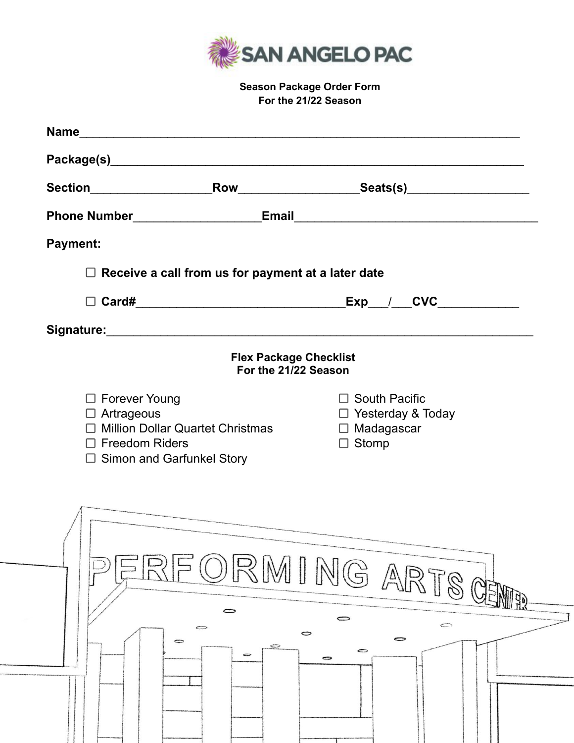SAN ANGELO PAC

**Season Package Order Form**
**For the 21/22 Season**

**Name**\_\_\_\_\_\_\_\_\_\_\_\_\_\_\_\_\_\_\_\_\_\_\_\_\_\_\_\_\_\_\_\_\_\_\_\_\_\_\_\_\_\_\_\_\_\_\_\_\_\_\_\_\_\_\_\_\_\_\_\_\_\_\_\_

**Package(s)**\_\_\_\_\_\_\_\_\_\_\_\_\_\_\_\_\_\_\_\_\_\_\_\_\_\_\_\_\_\_\_\_\_\_\_\_\_\_\_\_\_\_\_\_\_\_\_\_\_\_\_\_\_\_\_\_\_\_\_\_\_\_

**Section**\_\_\_\_\_\_\_\_\_\_\_\_\_\_\_\_\_\_**Row**\_\_\_\_\_\_\_\_\_\_\_\_\_\_\_\_\_\_**Seats(s)**\_\_\_\_\_\_\_\_\_\_\_\_\_\_\_\_\_\_

**Phone Number**\_\_\_\_\_\_\_\_\_\_\_\_\_\_\_\_\_\_\_\_**Email**\_\_\_\_\_\_\_\_\_\_\_\_\_\_\_\_\_\_\_\_\_\_\_\_\_\_\_\_\_\_\_\_\_\_\_\_\_\_

**Payment:**

- ☐ **Receive a call from us for payment at a later date**
- ☐ **Card#**\_\_\_\_\_\_\_\_\_\_\_\_\_\_\_\_\_\_\_\_\_\_\_\_\_\_\_\_\_\_\_\_**Exp**\_\_\_/\_\_\_**CVC**\_\_\_\_\_\_\_\_\_\_\_\_

**Signature:**\_\_\_\_\_\_\_\_\_\_\_\_\_\_\_\_\_\_\_\_\_\_\_\_\_\_\_\_\_\_\_\_\_\_\_\_\_\_\_\_\_\_\_\_\_\_\_\_\_\_\_\_\_\_\_\_\_\_\_\_\_\_\_

**Flex Package Checklist**
**For the 21/22 Season**

- ☐ Forever Young
- ☐ Artrageous
- ☐ Million Dollar Quartet Christmas
- ☐ Freedom Riders
- ☐ Simon and Garfunkel Story
- ☐ South Pacific
- ☐ Yesterday & Today
- ☐ Madagascar
- ☐ Stomp